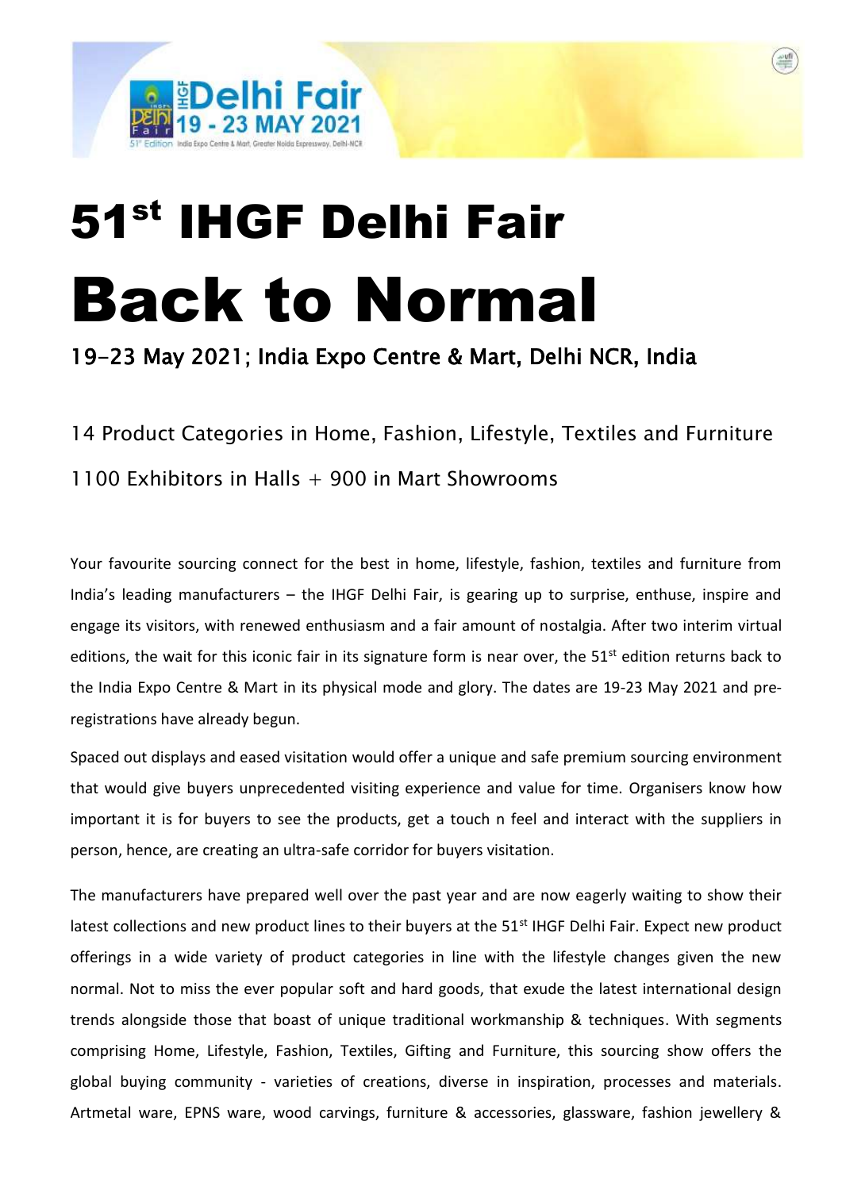# 51st IHGF Delhi Fair

# Back to Normal

### 19-23 May 2021; India Expo Centre & Mart, Delhi NCR, India

14 Product Categories in Home, Fashion, Lifestyle, Textiles and Furniture

1100 Exhibitors in Halls + 900 in Mart Showrooms

Your favourite sourcing connect for the best in home, lifestyle, fashion, textiles and furniture from India's leading manufacturers – the IHGF Delhi Fair, is gearing up to surprise, enthuse, inspire and engage its visitors, with renewed enthusiasm and a fair amount of nostalgia. After two interim virtual editions, the wait for this iconic fair in its signature form is near over, the 51st edition returns back to the India Expo Centre & Mart in its physical mode and glory. The dates are 19-23 May 2021 and pre-registrations have already begun.

Spaced out displays and eased visitation would offer a unique and safe premium sourcing environment that would give buyers unprecedented visiting experience and value for time. Organisers know how important it is for buyers to see the products, get a touch n feel and interact with the suppliers in person, hence, are creating an ultra-safe corridor for buyers visitation.

The manufacturers have prepared well over the past year and are now eagerly waiting to show their latest collections and new product lines to their buyers at the 51st IHGF Delhi Fair. Expect new product offerings in a wide variety of product categories in line with the lifestyle changes given the new normal. Not to miss the ever popular soft and hard goods, that exude the latest international design trends alongside those that boast of unique traditional workmanship & techniques. With segments comprising Home, Lifestyle, Fashion, Textiles, Gifting and Furniture, this sourcing show offers the global buying community - varieties of creations, diverse in inspiration, processes and materials. Artmetal ware, EPNS ware, wood carvings, furniture & accessories, glassware, fashion jewellery &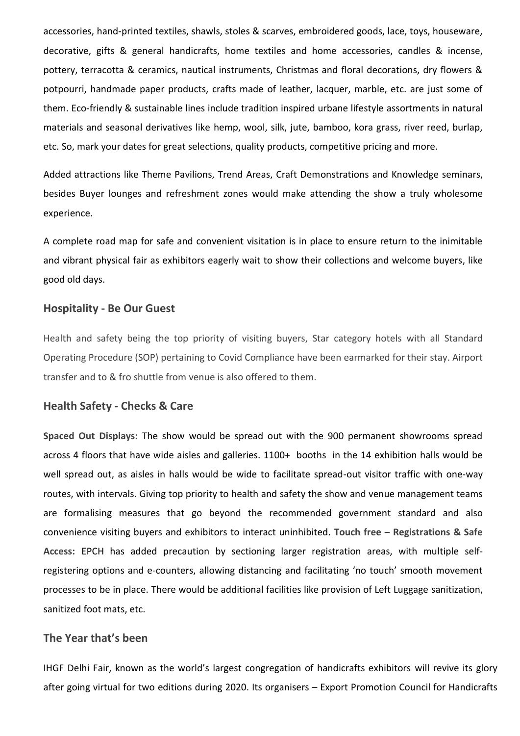accessories, hand-printed textiles, shawls, stoles & scarves, embroidered goods, lace, toys, houseware, decorative, gifts & general handicrafts, home textiles and home accessories, candles & incense, pottery, terracotta & ceramics, nautical instruments, Christmas and floral decorations, dry flowers & potpourri, handmade paper products, crafts made of leather, lacquer, marble, etc. are just some of them. Eco-friendly & sustainable lines include tradition inspired urbane lifestyle assortments in natural materials and seasonal derivatives like hemp, wool, silk, jute, bamboo, kora grass, river reed, burlap, etc. So, mark your dates for great selections, quality products, competitive pricing and more.

Added attractions like Theme Pavilions, Trend Areas, Craft Demonstrations and Knowledge seminars, besides Buyer lounges and refreshment zones would make attending the show a truly wholesome experience.

A complete road map for safe and convenient visitation is in place to ensure return to the inimitable and vibrant physical fair as exhibitors eagerly wait to show their collections and welcome buyers, like good old days.

### Hospitality - Be Our Guest

Health and safety being the top priority of visiting buyers, Star category hotels with all Standard Operating Procedure (SOP) pertaining to Covid Compliance have been earmarked for their stay. Airport transfer and to & fro shuttle from venue is also offered to them.

### Health Safety - Checks & Care

**Spaced Out Displays:** The show would be spread out with the 900 permanent showrooms spread across 4 floors that have wide aisles and galleries. 1100+ booths in the 14 exhibition halls would be well spread out, as aisles in halls would be wide to facilitate spread-out visitor traffic with one-way routes, with intervals. Giving top priority to health and safety the show and venue management teams are formalising measures that go beyond the recommended government standard and also convenience visiting buyers and exhibitors to interact uninhibited. **Touch free – Registrations & Safe Access:** EPCH has added precaution by sectioning larger registration areas, with multiple self-registering options and e-counters, allowing distancing and facilitating 'no touch' smooth movement processes to be in place. There would be additional facilities like provision of Left Luggage sanitization, sanitized foot mats, etc.

### The Year that's been

IHGF Delhi Fair, known as the world's largest congregation of handicrafts exhibitors will revive its glory after going virtual for two editions during 2020. Its organisers – Export Promotion Council for Handicrafts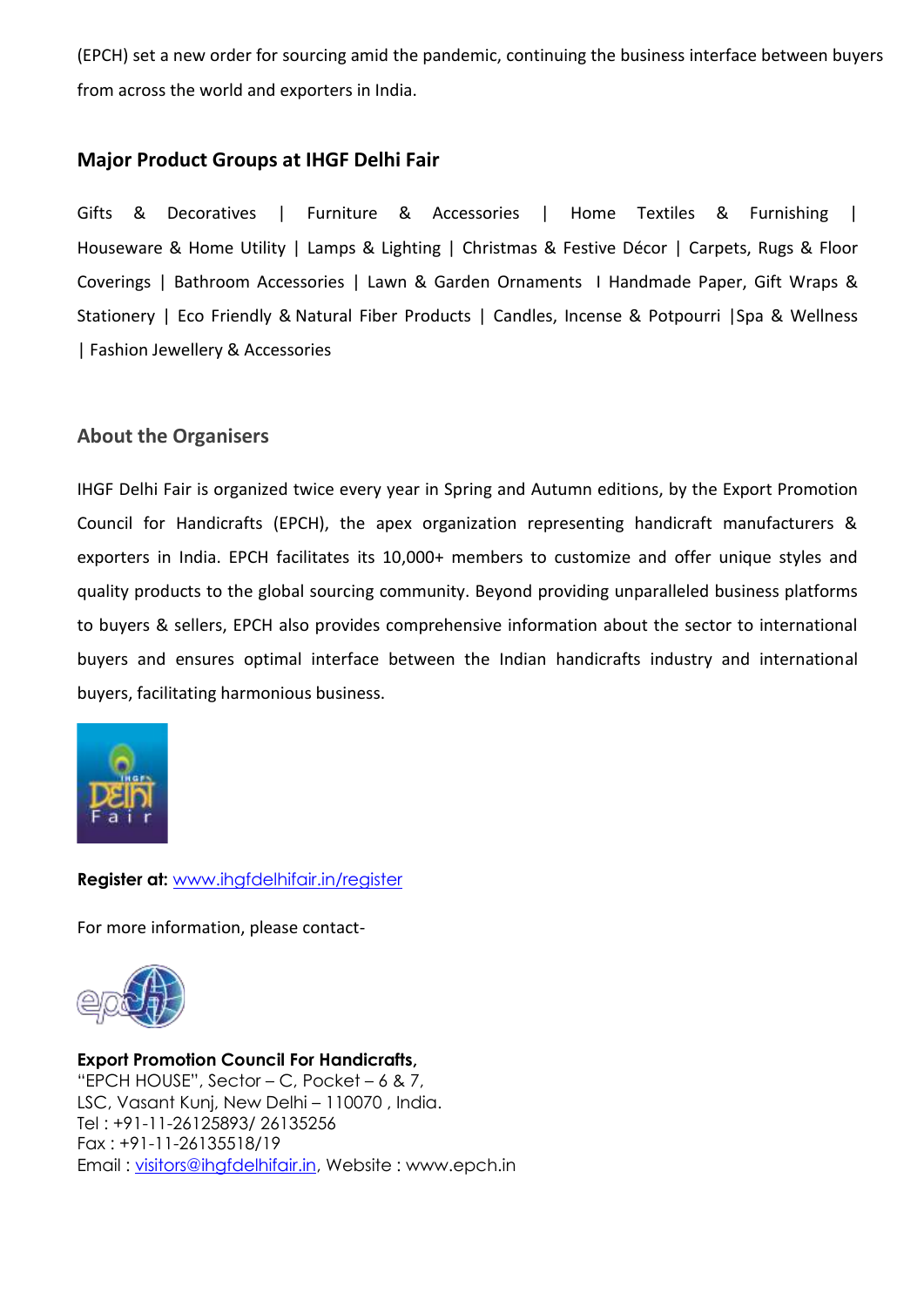(EPCH) set a new order for sourcing amid the pandemic, continuing the business interface between buyers from across the world and exporters in India.

## Major Product Groups at IHGF Delhi Fair

Gifts & Decoratives | Furniture & Accessories | Home Textiles & Furnishing | Houseware & Home Utility | Lamps & Lighting | Christmas & Festive Décor | Carpets, Rugs & Floor Coverings | Bathroom Accessories | Lawn & Garden Ornaments I Handmade Paper, Gift Wraps & Stationery | Eco Friendly & Natural Fiber Products | Candles, Incense & Potpourri |Spa & Wellness | Fashion Jewellery & Accessories

## About the Organisers

IHGF Delhi Fair is organized twice every year in Spring and Autumn editions, by the Export Promotion Council for Handicrafts (EPCH), the apex organization representing handicraft manufacturers & exporters in India. EPCH facilitates its 10,000+ members to customize and offer unique styles and quality products to the global sourcing community. Beyond providing unparalleled business platforms to buyers & sellers, EPCH also provides comprehensive information about the sector to international buyers and ensures optimal interface between the Indian handicrafts industry and international buyers, facilitating harmonious business.

**Register at:** www.ihgfdelhifair.in/register

For more information, please contact-

**Export Promotion Council For Handicrafts,**
"EPCH HOUSE", Sector – C, Pocket – 6 & 7,
LSC, Vasant Kunj, New Delhi – 110070 , India.
Tel : +91-11-26125893/ 26135256
Fax : +91-11-26135518/19
Email : visitors@ihgfdelhifair.in, Website : www.epch.in